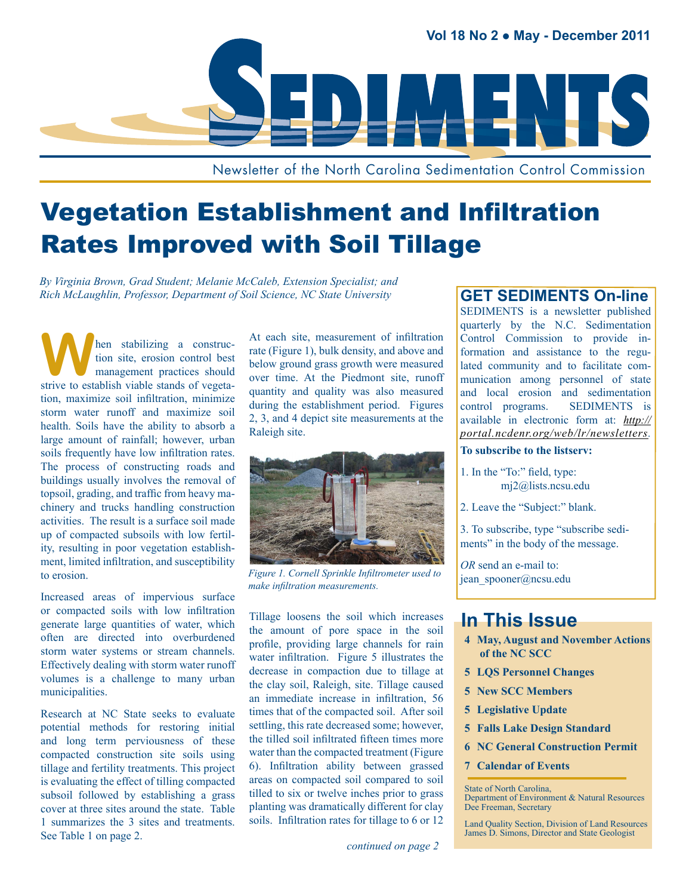Vol 18 No 2 • May - December 2011

# SEDIMENTS

Newsletter of the North Carolina Sedimentation Control Commission

# Vegetation Establishment and Infiltration Rates Improved with Soil Tillage

*By Virginia Brown, Grad Student; Melanie McCaleb, Extension Specialist; and Rich McLaughlin, Professor, Department of Soil Science, NC State University*

When stabilizing a construction site, erosion control best management practices should strive to establish viable stands of vegetation, maximize soil infiltration, minimize storm water runoff and maximize soil health. Soils have the ability to absorb a large amount of rainfall; however, urban soils frequently have low infiltration rates. The process of constructing roads and buildings usually involves the removal of topsoil, grading, and traffic from heavy machinery and trucks handling construction activities. The result is a surface soil made up of compacted subsoils with low fertility, resulting in poor vegetation establishment, limited infiltration, and susceptibility to erosion.

Increased areas of impervious surface or compacted soils with low infiltration generate large quantities of water, which often are directed into overburdened storm water systems or stream channels. Effectively dealing with storm water runoff volumes is a challenge to many urban municipalities.

Research at NC State seeks to evaluate potential methods for restoring initial and long term perviousness of these compacted construction site soils using tillage and fertility treatments. This project is evaluating the effect of tilling compacted subsoil followed by establishing a grass cover at three sites around the state. Table 1 summarizes the 3 sites and treatments. See Table 1 on page 2.

At each site, measurement of infiltration rate (Figure 1), bulk density, and above and below ground grass growth were measured over time. At the Piedmont site, runoff quantity and quality was also measured during the establishment period. Figures 2, 3, and 4 depict site measurements at the Raleigh site.

*Figure 1. Cornell Sprinkle Infiltrometer used to make infiltration measurements.*

Tillage loosens the soil which increases the amount of pore space in the soil profile, providing large channels for rain water infiltration. Figure 5 illustrates the decrease in compaction due to tillage at the clay soil, Raleigh, site. Tillage caused an immediate increase in infiltration, 56 times that of the compacted soil. After soil settling, this rate decreased some; however, the tilled soil infiltrated fifteen times more water than the compacted treatment (Figure 6). Infiltration ability between grassed areas on compacted soil compared to soil tilled to six or twelve inches prior to grass planting was dramatically different for clay soils. Infiltration rates for tillage to 6 or 12

*continued on page 2*

## GET SEDIMENTS On-line

SEDIMENTS is a newsletter published quarterly by the N.C. Sedimentation Control Commission to provide information and assistance to the regulated community and to facilitate communication among personnel of state and local erosion and sedimentation control programs. SEDIMENTS is available in electronic form at: *http://portal.ncdenr.org/web/lr/newsletters*.

**To subscribe to the listserv:**

1. In the "To:" field, type: mj2@lists.ncsu.edu

2. Leave the "Subject:" blank.

3. To subscribe, type "subscribe sediments" in the body of the message.

*OR* send an e-mail to: jean_spooner@ncsu.edu

## In This Issue

- **4 May, August and November Actions of the NC SCC**
- **5 LQS Personnel Changes**
- **5 New SCC Members**
- **5 Legislative Update**
- **5 Falls Lake Design Standard**
- **6 NC General Construction Permit**
- **7 Calendar of Events**

State of North Carolina,
Department of Environment & Natural Resources
Dee Freeman, Secretary

Land Quality Section, Division of Land Resources
James D. Simons, Director and State Geologist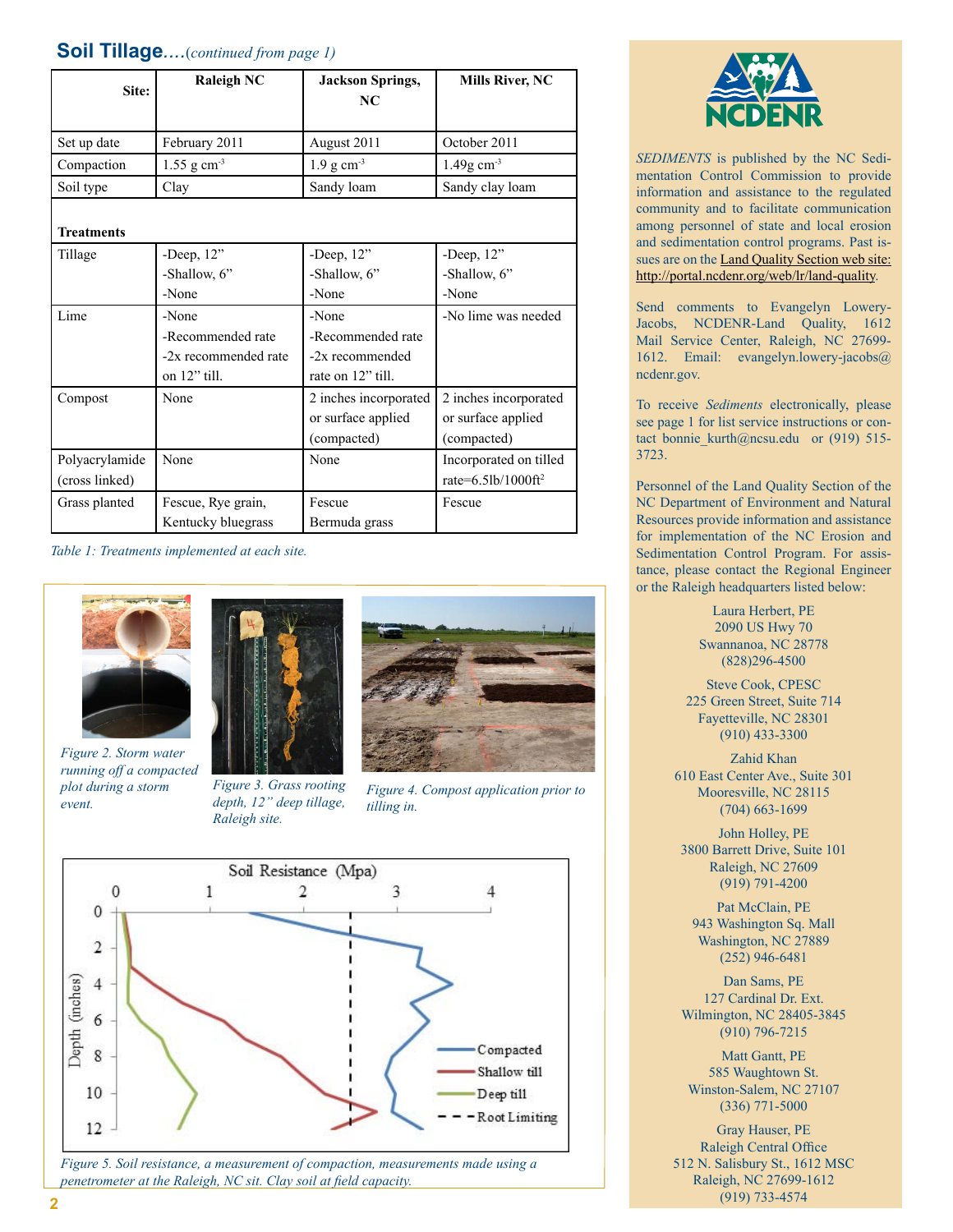## Soil Tillage....*(continued from page 1)*

| Site: | Raleigh NC | Jackson Springs, NC | Mills River, NC |
|---|---|---|---|
| Set up date | February 2011 | August 2011 | October 2011 |
| Compaction | 1.55 g cm$^{-3}$ | 1.9 g cm$^{-3}$ | 1.49g cm$^{-3}$ |
| Soil type | Clay | Sandy loam | Sandy clay loam |
| **Treatments** | | | |
| Tillage | -Deep, 12" -Shallow, 6" -None | -Deep, 12" -Shallow, 6" -None | -Deep, 12" -Shallow, 6" -None |
| Lime | -None -Recommended rate -2x recommended rate on 12" till. | -None -Recommended rate -2x recommended rate on 12" till. | -No lime was needed |
| Compost | None | 2 inches incorporated or surface applied (compacted) | 2 inches incorporated or surface applied (compacted) |
| Polyacrylamide (cross linked) | None | None | Incorporated on tilled rate=6.5lb/1000ft$^2$ |
| Grass planted | Fescue, Rye grain, Kentucky bluegrass | Fescue Bermuda grass | Fescue |

*Table 1: Treatments implemented at each site.*

*Figure 2. Storm water running off a compacted plot during a storm event.*

*Figure 3. Grass rooting depth, 12" deep tillage, Raleigh site.*

*Figure 4. Compost application prior to tilling in.*

*Figure 5. Soil resistance, a measurement of compaction, measurements made using a penetrometer at the Raleigh, NC sit. Clay soil at field capacity.*

---

NCDENR

*SEDIMENTS* is published by the NC Sedimentation Control Commission to provide information and assistance to the regulated community and to facilitate communication among personnel of state and local erosion and sedimentation control programs. Past issues are on the Land Quality Section web site: http://portal.ncdenr.org/web/lr/land-quality.

Send comments to Evangelyn Lowery-Jacobs, NCDENR-Land Quality, 1612 Mail Service Center, Raleigh, NC 27699-1612. Email: evangelyn.lowery-jacobs@ncdenr.gov.

To receive *Sediments* electronically, please see page 1 for list service instructions or contact bonnie_kurth@ncsu.edu or (919) 515-3723.

Personnel of the Land Quality Section of the NC Department of Environment and Natural Resources provide information and assistance for implementation of the NC Erosion and Sedimentation Control Program. For assistance, please contact the Regional Engineer or the Raleigh headquarters listed below:

Laura Herbert, PE
2090 US Hwy 70
Swannanoa, NC 28778
(828)296-4500

Steve Cook, CPESC
225 Green Street, Suite 714
Fayetteville, NC 28301
(910) 433-3300

Zahid Khan
610 East Center Ave., Suite 301
Mooresville, NC 28115
(704) 663-1699

John Holley, PE
3800 Barrett Drive, Suite 101
Raleigh, NC 27609
(919) 791-4200

Pat McClain, PE
943 Washington Sq. Mall
Washington, NC 27889
(252) 946-6481

Dan Sams, PE
127 Cardinal Dr. Ext.
Wilmington, NC 28405-3845
(910) 796-7215

Matt Gantt, PE
585 Waughtown St.
Winston-Salem, NC 27107
(336) 771-5000

Gray Hauser, PE
Raleigh Central Office
512 N. Salisbury St., 1612 MSC
Raleigh, NC 27699-1612
(919) 733-4574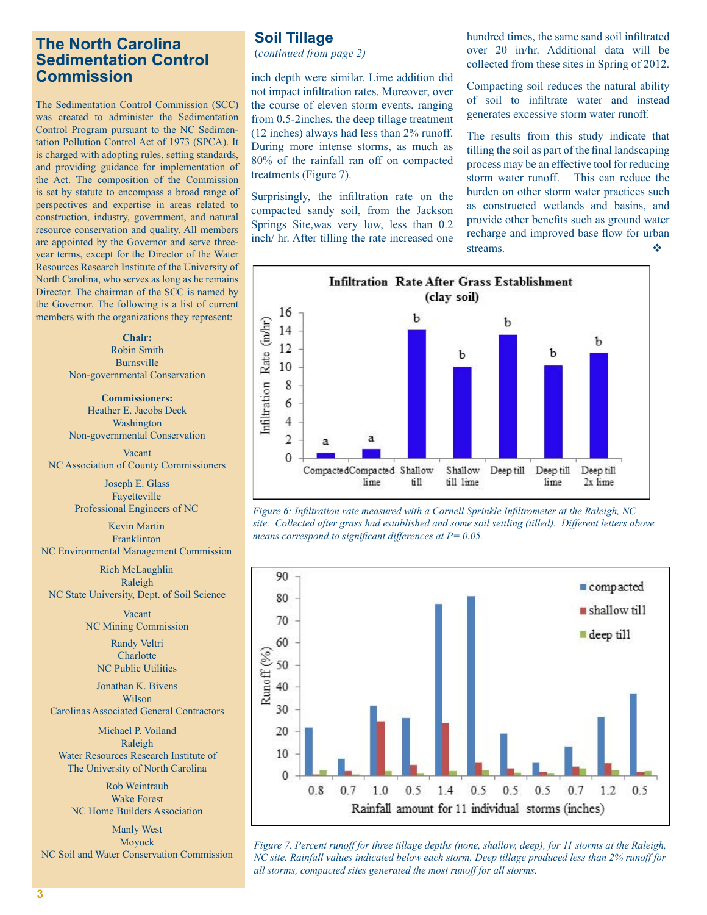# The North Carolina Sedimentation Control Commission

The Sedimentation Control Commission (SCC) was created to administer the Sedimentation Control Program pursuant to the NC Sedimentation Pollution Control Act of 1973 (SPCA). It is charged with adopting rules, setting standards, and providing guidance for implementation of the Act. The composition of the Commission is set by statute to encompass a broad range of perspectives and expertise in areas related to construction, industry, government, and natural resource conservation and quality. All members are appointed by the Governor and serve three-year terms, except for the Director of the Water Resources Research Institute of the University of North Carolina, who serves as long as he remains Director. The chairman of the SCC is named by the Governor. The following is a list of current members with the organizations they represent:

**Chair:**
Robin Smith
Burnsville
Non-governmental Conservation

**Commissioners:**
Heather E. Jacobs Deck
Washington
Non-governmental Conservation

Vacant
NC Association of County Commissioners

Joseph E. Glass
Fayetteville
Professional Engineers of NC

Kevin Martin
Franklinton
NC Environmental Management Commission

Rich McLaughlin
Raleigh
NC State University, Dept. of Soil Science

Vacant
NC Mining Commission

Randy Veltri
Charlotte
NC Public Utilities

Jonathan K. Bivens
Wilson
Carolinas Associated General Contractors

Michael P. Voiland
Raleigh
Water Resources Research Institute of
The University of North Carolina

Rob Weintraub
Wake Forest
NC Home Builders Association

Manly West
Moyock
NC Soil and Water Conservation Commission

## Soil Tillage

(*continued from page 2)*

inch depth were similar. Lime addition did not impact infiltration rates. Moreover, over the course of eleven storm events, ranging from 0.5-2inches, the deep tillage treatment (12 inches) always had less than 2% runoff. During more intense storms, as much as 80% of the rainfall ran off on compacted treatments (Figure 7).

Surprisingly, the infiltration rate on the compacted sandy soil, from the Jackson Springs Site,was very low, less than 0.2 inch/ hr. After tilling the rate increased one hundred times, the same sand soil infiltrated over 20 in/hr. Additional data will be collected from these sites in Spring of 2012.

Compacting soil reduces the natural ability of soil to infiltrate water and instead generates excessive storm water runoff.

The results from this study indicate that tilling the soil as part of the final landscaping process may be an effective tool for reducing storm water runoff. This can reduce the burden on other storm water practices such as constructed wetlands and basins, and provide other benefits such as ground water recharge and improved base flow for urban streams. ❖

**Infiltration Rate After Grass Establishment (clay soil)**

| Treatment | Infiltration Rate (in/hr) | Significance group |
|---|---|---|
| Compacted | ~0.6 | a |
| Compacted lime | ~1.1 | a |
| Shallow till | ~14.1 | b |
| Shallow till lime | ~10 | b |
| Deep till | ~13.6 | b |
| Deep till lime | ~10.2 | b |
| Deep till 2x lime | ~11.6 | b |

*Figure 6: Infiltration rate measured with a Cornell Sprinkle Infiltrometer at the Raleigh, NC site. Collected after grass had established and some soil settling (tilled). Different letters above means correspond to significant differences at P= 0.05.*

| Rainfall amount for 11 individual storms (inches) | compacted Runoff (%) | shallow till Runoff (%) | deep till Runoff (%) |
|---|---|---|---|
| 0.8 | ~22 | ~0 | ~2.5 |
| 0.7 | ~7.5 | ~2 | ~0.5 |
| 1.0 | ~31.5 | ~24.5 | ~2 |
| 0.5 | ~26 | ~5 | ~1 |
| 1.4 | ~77.5 | ~23.5 | ~2 |
| 0.5 | ~81 | ~6 | ~2.5 |
| 0.5 | ~19 | ~3 | ~1.5 |
| 0.5 | ~6 | ~1.5 | ~1 |
| 0.7 | ~13 | ~4 | ~3.5 |
| 1.2 | ~26.5 | ~5.5 | ~2.5 |
| 0.5 | ~37 | ~1.5 | ~2 |

*Figure 7. Percent runoff for three tillage depths (none, shallow, deep), for 11 storms at the Raleigh, NC site. Rainfall values indicated below each storm. Deep tillage produced less than 2% runoff for all storms, compacted sites generated the most runoff for all storms.*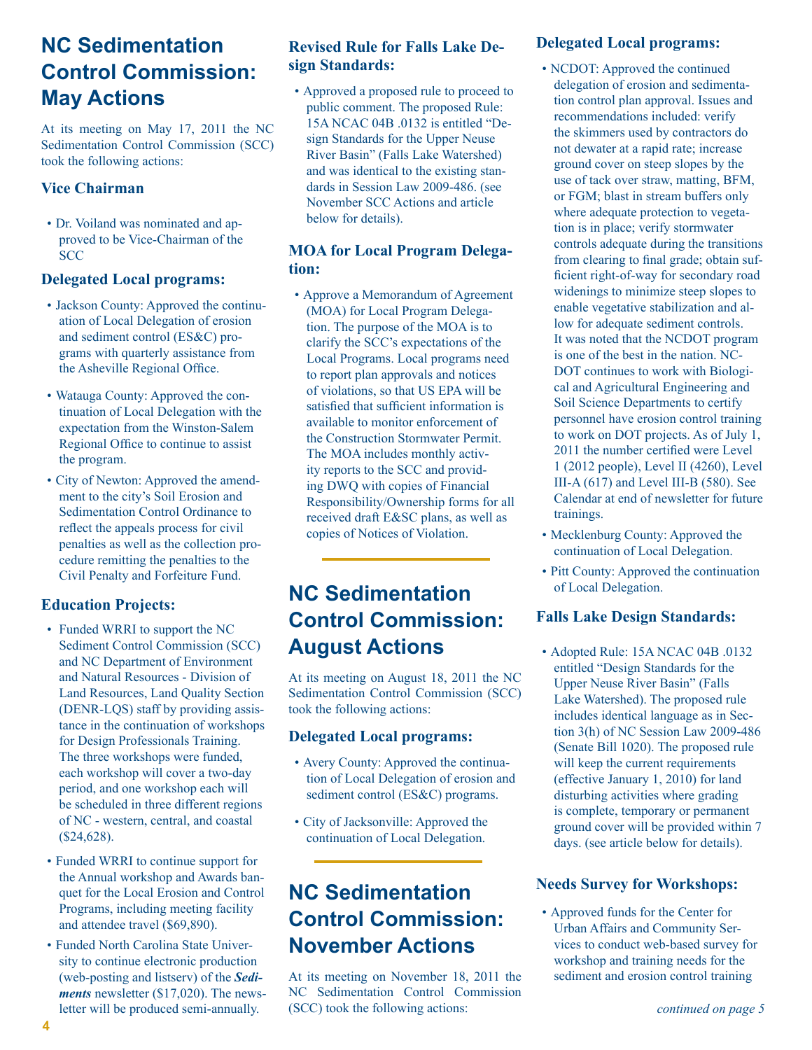# NC Sedimentation Control Commission: May Actions

At its meeting on May 17, 2011 the NC Sedimentation Control Commission (SCC) took the following actions:

### Vice Chairman

- Dr. Voiland was nominated and approved to be Vice-Chairman of the SCC

### Delegated Local programs:

- Jackson County: Approved the continuation of Local Delegation of erosion and sediment control (ES&C) programs with quarterly assistance from the Asheville Regional Office.
- Watauga County: Approved the continuation of Local Delegation with the expectation from the Winston-Salem Regional Office to continue to assist the program.
- City of Newton: Approved the amendment to the city's Soil Erosion and Sedimentation Control Ordinance to reflect the appeals process for civil penalties as well as the collection procedure remitting the penalties to the Civil Penalty and Forfeiture Fund.

### Education Projects:

- Funded WRRI to support the NC Sediment Control Commission (SCC) and NC Department of Environment and Natural Resources - Division of Land Resources, Land Quality Section (DENR-LQS) staff by providing assistance in the continuation of workshops for Design Professionals Training. The three workshops were funded, each workshop will cover a two-day period, and one workshop each will be scheduled in three different regions of NC - western, central, and coastal ($24,628).
- Funded WRRI to continue support for the Annual workshop and Awards banquet for the Local Erosion and Control Programs, including meeting facility and attendee travel ($69,890).
- Funded North Carolina State University to continue electronic production (web-posting and listserv) of the ***Sediments*** newsletter ($17,020). The newsletter will be produced semi-annually.

### Revised Rule for Falls Lake Design Standards:

- Approved a proposed rule to proceed to public comment. The proposed Rule: 15A NCAC 04B .0132 is entitled "Design Standards for the Upper Neuse River Basin" (Falls Lake Watershed) and was identical to the existing standards in Session Law 2009-486. (see November SCC Actions and article below for details).

### MOA for Local Program Delegation:

- Approve a Memorandum of Agreement (MOA) for Local Program Delegation. The purpose of the MOA is to clarify the SCC's expectations of the Local Programs. Local programs need to report plan approvals and notices of violations, so that US EPA will be satisfied that sufficient information is available to monitor enforcement of the Construction Stormwater Permit. The MOA includes monthly activity reports to the SCC and providing DWQ with copies of Financial Responsibility/Ownership forms for all received draft E&SC plans, as well as copies of Notices of Violation.

# NC Sedimentation Control Commission: August Actions

At its meeting on August 18, 2011 the NC Sedimentation Control Commission (SCC) took the following actions:

### Delegated Local programs:

- Avery County: Approved the continuation of Local Delegation of erosion and sediment control (ES&C) programs.
- City of Jacksonville: Approved the continuation of Local Delegation.

# NC Sedimentation Control Commission: November Actions

At its meeting on November 18, 2011 the NC Sedimentation Control Commission (SCC) took the following actions:

### Delegated Local programs:

- NCDOT: Approved the continued delegation of erosion and sedimentation control plan approval. Issues and recommendations included: verify the skimmers used by contractors do not dewater at a rapid rate; increase ground cover on steep slopes by the use of tack over straw, matting, BFM, or FGM; blast in stream buffers only where adequate protection to vegetation is in place; verify stormwater controls adequate during the transitions from clearing to final grade; obtain sufficient right-of-way for secondary road widenings to minimize steep slopes to enable vegetative stabilization and allow for adequate sediment controls. It was noted that the NCDOT program is one of the best in the nation. NCDOT continues to work with Biological and Agricultural Engineering and Soil Science Departments to certify personnel have erosion control training to work on DOT projects. As of July 1, 2011 the number certified were Level 1 (2012 people), Level II (4260), Level III-A (617) and Level III-B (580). See Calendar at end of newsletter for future trainings.
- Mecklenburg County: Approved the continuation of Local Delegation.
- Pitt County: Approved the continuation of Local Delegation.

### Falls Lake Design Standards:

- Adopted Rule: 15A NCAC 04B .0132 entitled "Design Standards for the Upper Neuse River Basin" (Falls Lake Watershed). The proposed rule includes identical language as in Section 3(h) of NC Session Law 2009-486 (Senate Bill 1020). The proposed rule will keep the current requirements (effective January 1, 2010) for land disturbing activities where grading is complete, temporary or permanent ground cover will be provided within 7 days. (see article below for details).

### Needs Survey for Workshops:

- Approved funds for the Center for Urban Affairs and Community Services to conduct web-based survey for workshop and training needs for the sediment and erosion control training

*continued on page 5*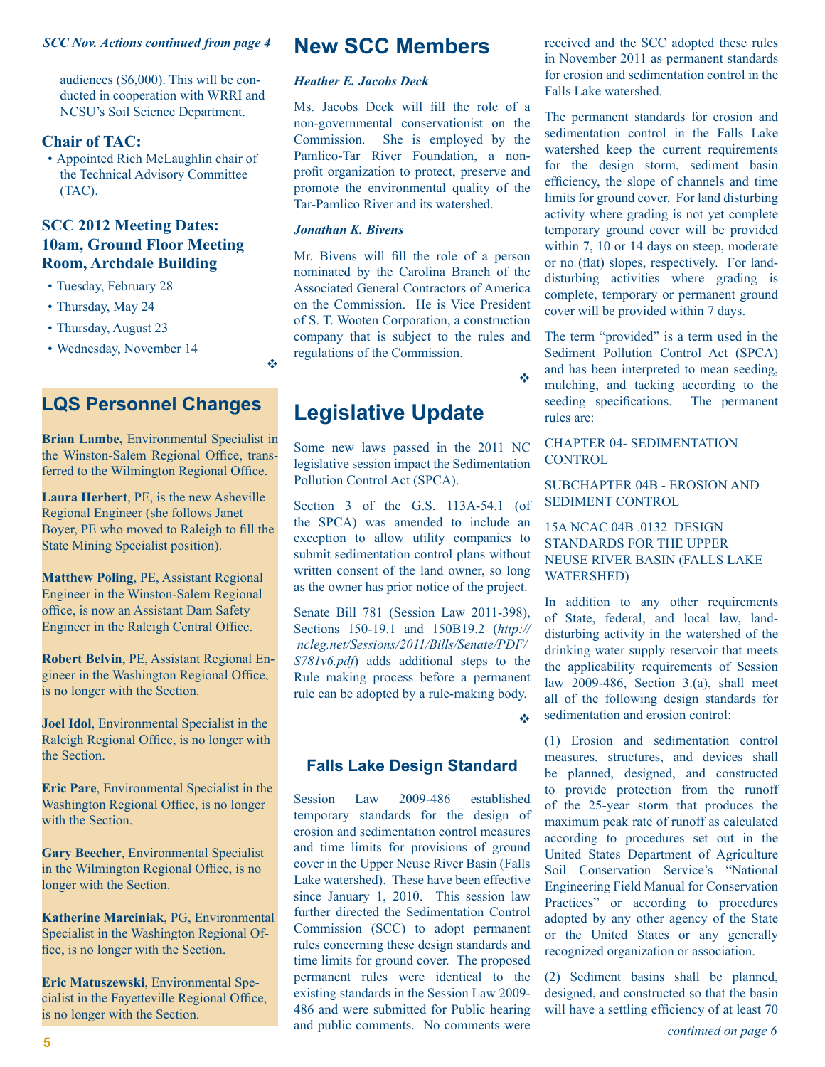*SCC Nov. Actions continued from page 4*

audiences ($6,000). This will be conducted in cooperation with WRRI and NCSU's Soil Science Department.

### Chair of TAC:

- Appointed Rich McLaughlin chair of the Technical Advisory Committee (TAC).

### SCC 2012 Meeting Dates: 10am, Ground Floor Meeting Room, Archdale Building

- Tuesday, February 28
- Thursday, May 24
- Thursday, August 23
- Wednesday, November 14

❖

## LQS Personnel Changes

**Brian Lambe,** Environmental Specialist in the Winston-Salem Regional Office, transferred to the Wilmington Regional Office.

**Laura Herbert**, PE, is the new Asheville Regional Engineer (she follows Janet Boyer, PE who moved to Raleigh to fill the State Mining Specialist position).

**Matthew Poling**, PE, Assistant Regional Engineer in the Winston-Salem Regional office, is now an Assistant Dam Safety Engineer in the Raleigh Central Office.

**Robert Belvin**, PE, Assistant Regional Engineer in the Washington Regional Office, is no longer with the Section.

**Joel Idol**, Environmental Specialist in the Raleigh Regional Office, is no longer with the Section.

**Eric Pare**, Environmental Specialist in the Washington Regional Office, is no longer with the Section.

**Gary Beecher**, Environmental Specialist in the Wilmington Regional Office, is no longer with the Section.

**Katherine Marciniak**, PG, Environmental Specialist in the Washington Regional Office, is no longer with the Section.

**Eric Matuszewski**, Environmental Specialist in the Fayetteville Regional Office, is no longer with the Section.

## New SCC Members

***Heather E. Jacobs Deck***

Ms. Jacobs Deck will fill the role of a non-governmental conservationist on the Commission. She is employed by the Pamlico-Tar River Foundation, a non-profit organization to protect, preserve and promote the environmental quality of the Tar-Pamlico River and its watershed.

***Jonathan K. Bivens***

Mr. Bivens will fill the role of a person nominated by the Carolina Branch of the Associated General Contractors of America on the Commission. He is Vice President of S. T. Wooten Corporation, a construction company that is subject to the rules and regulations of the Commission.

❖

## Legislative Update

Some new laws passed in the 2011 NC legislative session impact the Sedimentation Pollution Control Act (SPCA).

Section 3 of the G.S. 113A-54.1 (of the SPCA) was amended to include an exception to allow utility companies to submit sedimentation control plans without written consent of the land owner, so long as the owner has prior notice of the project.

Senate Bill 781 (Session Law 2011-398), Sections 150-19.1 and 150B19.2 (*http://ncleg.net/Sessions/2011/Bills/Senate/PDF/S781v6.pdf*) adds additional steps to the Rule making process before a permanent rule can be adopted by a rule-making body.

❖

### Falls Lake Design Standard

Session Law 2009-486 established temporary standards for the design of erosion and sedimentation control measures and time limits for provisions of ground cover in the Upper Neuse River Basin (Falls Lake watershed). These have been effective since January 1, 2010. This session law further directed the Sedimentation Control Commission (SCC) to adopt permanent rules concerning these design standards and time limits for ground cover. The proposed permanent rules were identical to the existing standards in the Session Law 2009-486 and were submitted for Public hearing and public comments. No comments were received and the SCC adopted these rules in November 2011 as permanent standards for erosion and sedimentation control in the Falls Lake watershed.

The permanent standards for erosion and sedimentation control in the Falls Lake watershed keep the current requirements for the design storm, sediment basin efficiency, the slope of channels and time limits for ground cover. For land disturbing activity where grading is not yet complete temporary ground cover will be provided within 7, 10 or 14 days on steep, moderate or no (flat) slopes, respectively. For land-disturbing activities where grading is complete, temporary or permanent ground cover will be provided within 7 days.

The term "provided" is a term used in the Sediment Pollution Control Act (SPCA) and has been interpreted to mean seeding, mulching, and tacking according to the seeding specifications. The permanent rules are:

CHAPTER 04- SEDIMENTATION CONTROL

SUBCHAPTER 04B - EROSION AND SEDIMENT CONTROL

15A NCAC 04B .0132 DESIGN STANDARDS FOR THE UPPER NEUSE RIVER BASIN (FALLS LAKE WATERSHED)

In addition to any other requirements of State, federal, and local law, land-disturbing activity in the watershed of the drinking water supply reservoir that meets the applicability requirements of Session law 2009-486, Section 3.(a), shall meet all of the following design standards for sedimentation and erosion control:

(1) Erosion and sedimentation control measures, structures, and devices shall be planned, designed, and constructed to provide protection from the runoff of the 25-year storm that produces the maximum peak rate of runoff as calculated according to procedures set out in the United States Department of Agriculture Soil Conservation Service's "National Engineering Field Manual for Conservation Practices" or according to procedures adopted by any other agency of the State or the United States or any generally recognized organization or association.

(2) Sediment basins shall be planned, designed, and constructed so that the basin will have a settling efficiency of at least 70

*continued on page 6*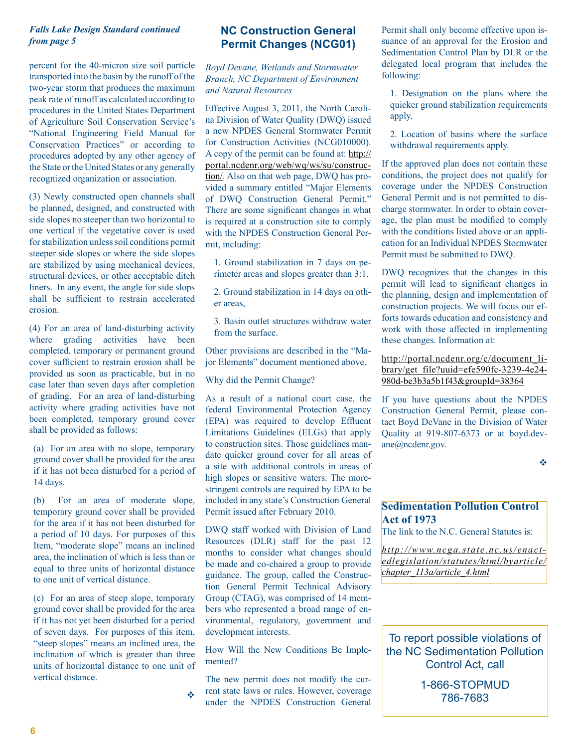*Falls Lake Design Standard continued from page 5*

percent for the 40-micron size soil particle transported into the basin by the runoff of the two-year storm that produces the maximum peak rate of runoff as calculated according to procedures in the United States Department of Agriculture Soil Conservation Service's "National Engineering Field Manual for Conservation Practices" or according to procedures adopted by any other agency of the State or the United States or any generally recognized organization or association.

(3) Newly constructed open channels shall be planned, designed, and constructed with side slopes no steeper than two horizontal to one vertical if the vegetative cover is used for stabilization unless soil conditions permit steeper side slopes or where the side slopes are stabilized by using mechanical devices, structural devices, or other acceptable ditch liners. In any event, the angle for side slops shall be sufficient to restrain accelerated erosion.

(4) For an area of land-disturbing activity where grading activities have been completed, temporary or permanent ground cover sufficient to restrain erosion shall be provided as soon as practicable, but in no case later than seven days after completion of grading. For an area of land-disturbing activity where grading activities have not been completed, temporary ground cover shall be provided as follows:

(a) For an area with no slope, temporary ground cover shall be provided for the area if it has not been disturbed for a period of 14 days.

(b) For an area of moderate slope, temporary ground cover shall be provided for the area if it has not been disturbed for a period of 10 days. For purposes of this Item, "moderate slope" means an inclined area, the inclination of which is less than or equal to three units of horizontal distance to one unit of vertical distance.

(c) For an area of steep slope, temporary ground cover shall be provided for the area if it has not yet been disturbed for a period of seven days. For purposes of this item, "steep slopes" means an inclined area, the inclination of which is greater than three units of horizontal distance to one unit of vertical distance.

❖

## NC Construction General Permit Changes (NCG01)

*Boyd Devane, Wetlands and Stormwater Branch, NC Department of Environment and Natural Resources*

Effective August 3, 2011, the North Carolina Division of Water Quality (DWQ) issued a new NPDES General Stormwater Permit for Construction Activities (NCG010000). A copy of the permit can be found at: http://portal.ncdenr.org/web/wq/ws/su/construction/. Also on that web page, DWQ has provided a summary entitled "Major Elements of DWQ Construction General Permit." There are some significant changes in what is required at a construction site to comply with the NPDES Construction General Permit, including:

1. Ground stabilization in 7 days on perimeter areas and slopes greater than 3:1,
2. Ground stabilization in 14 days on other areas,
3. Basin outlet structures withdraw water from the surface.

Other provisions are described in the "Major Elements" document mentioned above.

Why did the Permit Change?

As a result of a national court case, the federal Environmental Protection Agency (EPA) was required to develop Effluent Limitations Guidelines (ELGs) that apply to construction sites. Those guidelines mandate quicker ground cover for all areas of a site with additional controls in areas of high slopes or sensitive waters. The more-stringent controls are required by EPA to be included in any state's Construction General Permit issued after February 2010.

DWQ staff worked with Division of Land Resources (DLR) staff for the past 12 months to consider what changes should be made and co-chaired a group to provide guidance. The group, called the Construction General Permit Technical Advisory Group (CTAG), was comprised of 14 members who represented a broad range of environmental, regulatory, government and development interests.

How Will the New Conditions Be Implemented?

The new permit does not modify the current state laws or rules. However, coverage under the NPDES Construction General Permit shall only become effective upon issuance of an approval for the Erosion and Sedimentation Control Plan by DLR or the delegated local program that includes the following:

1. Designation on the plans where the quicker ground stabilization requirements apply.
2. Location of basins where the surface withdrawal requirements apply.

If the approved plan does not contain these conditions, the project does not qualify for coverage under the NPDES Construction General Permit and is not permitted to discharge stormwater. In order to obtain coverage, the plan must be modified to comply with the conditions listed above or an application for an Individual NPDES Stormwater Permit must be submitted to DWQ.

DWQ recognizes that the changes in this permit will lead to significant changes in the planning, design and implementation of construction projects. We will focus our efforts towards education and consistency and work with those affected in implementing these changes. Information at:

http://portal.ncdenr.org/c/document_library/get_file?uuid=efe590fc-3239-4e24-980d-be3b3a5b1f43&groupId=38364

If you have questions about the NPDES Construction General Permit, please contact Boyd DeVane in the Division of Water Quality at 919-807-6373 or at boyd.devane@ncdenr.gov.

❖

**Sedimentation Pollution Control Act of 1973**

The link to the N.C. General Statutes is:

*http://www.ncga.state.nc.us/enactedlegislation/statutes/html/byarticle/chapter_113a/article_4.html*

To report possible violations of the NC Sedimentation Pollution Control Act, call

1-866-STOPMUD
786-7683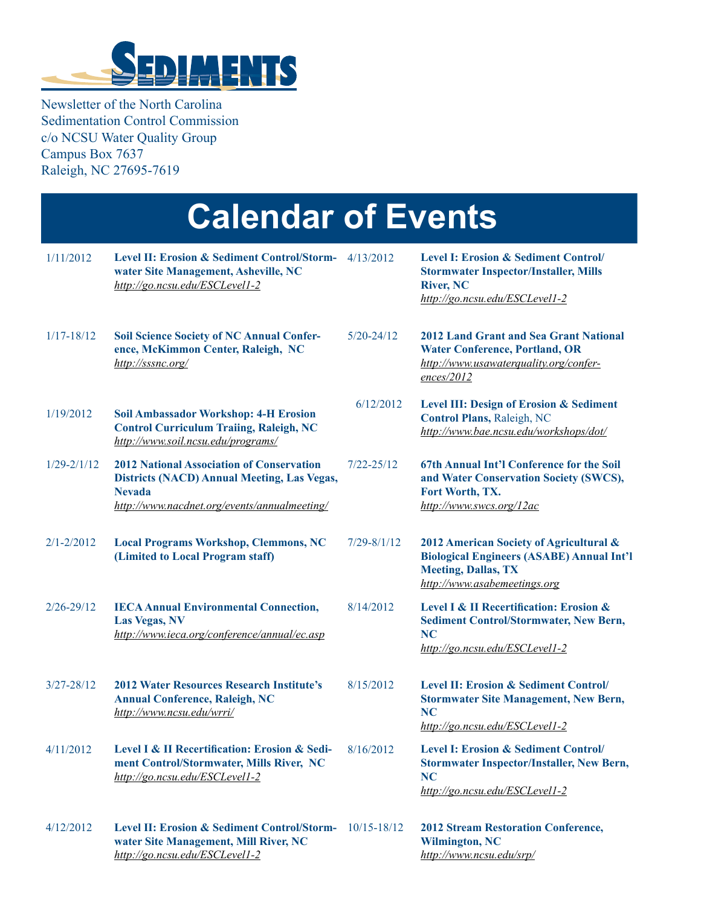# SEDIMENTS

Newsletter of the North Carolina
Sedimentation Control Commission
c/o NCSU Water Quality Group
Campus Box 7637
Raleigh, NC 27695-7619

# Calendar of Events

1/11/2012 — **Level II: Erosion & Sediment Control/Stormwater Site Management, Asheville, NC**
*http://go.ncsu.edu/ESCLevel1-2*

1/17-18/12 — **Soil Science Society of NC Annual Conference, McKimmon Center, Raleigh, NC**
*http://sssnc.org/*

1/19/2012 — **Soil Ambassador Workshop: 4-H Erosion Control Curriculum Traiing, Raleigh, NC**
*http://www.soil.ncsu.edu/programs/*

1/29-2/1/12 — **2012 National Association of Conservation Districts (NACD) Annual Meeting, Las Vegas, Nevada**
*http://www.nacdnet.org/events/annualmeeting/*

2/1-2/2012 — **Local Programs Workshop, Clemmons, NC (Limited to Local Program staff)**

2/26-29/12 — **IECA Annual Environmental Connection, Las Vegas, NV**
*http://www.ieca.org/conference/annual/ec.asp*

3/27-28/12 — **2012 Water Resources Research Institute's Annual Conference, Raleigh, NC**
*http://www.ncsu.edu/wrri/*

4/11/2012 — **Level I & II Recertification: Erosion & Sediment Control/Stormwater, Mills River, NC**
*http://go.ncsu.edu/ESCLevel1-2*

4/12/2012 — **Level II: Erosion & Sediment Control/Stormwater Site Management, Mill River, NC**
*http://go.ncsu.edu/ESCLevel1-2*

4/13/2012 — **Level I: Erosion & Sediment Control/Stormwater Inspector/Installer, Mills River, NC**
*http://go.ncsu.edu/ESCLevel1-2*

5/20-24/12 — **2012 Land Grant and Sea Grant National Water Conference, Portland, OR**
*http://www.usawaterquality.org/conferences/2012*

6/12/2012 — **Level III: Design of Erosion & Sediment Control Plans,** Raleigh, NC
*http://www.bae.ncsu.edu/workshops/dot/*

7/22-25/12 — **67th Annual Int'l Conference for the Soil and Water Conservation Society (SWCS), Fort Worth, TX.**
*http://www.swcs.org/12ac*

7/29-8/1/12 — **2012 American Society of Agricultural & Biological Engineers (ASABE) Annual Int'l Meeting, Dallas, TX**
*http://www.asabemeetings.org*

8/14/2012 — **Level I & II Recertification: Erosion & Sediment Control/Stormwater, New Bern, NC**
*http://go.ncsu.edu/ESCLevel1-2*

8/15/2012 — **Level II: Erosion & Sediment Control/Stormwater Site Management, New Bern, NC**
*http://go.ncsu.edu/ESCLevel1-2*

8/16/2012 — **Level I: Erosion & Sediment Control/Stormwater Inspector/Installer, New Bern, NC**
*http://go.ncsu.edu/ESCLevel1-2*

10/15-18/12 — **2012 Stream Restoration Conference, Wilmington, NC**
*http://www.ncsu.edu/srp/*